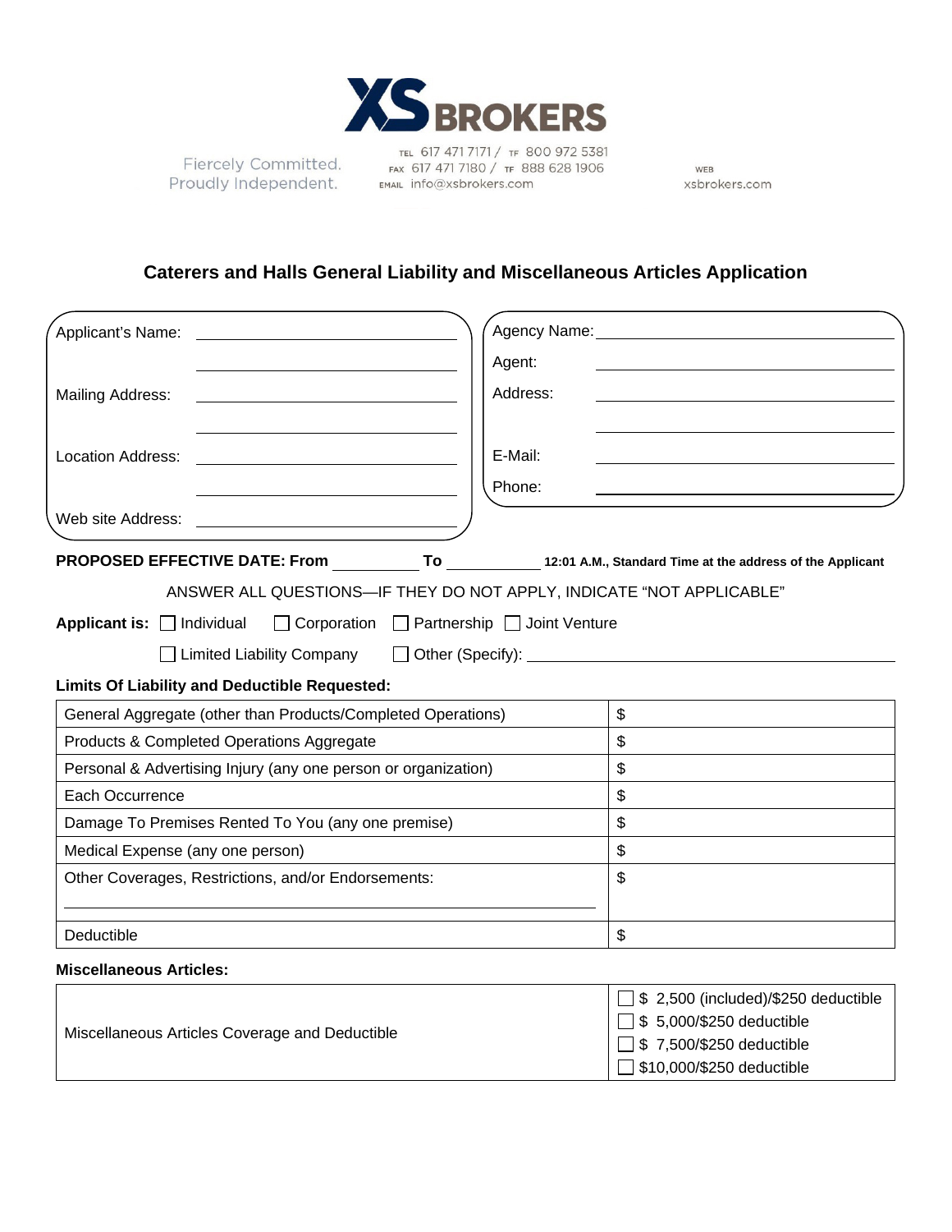XS BROKERS

Fiercely Committed. Proudly Independent.

TEL 617 471 7171 / TF 800 972 5381
FAX 617 471 7180 / TF 888 628 1906
EMAIL info@xsbrokers.com

WEB xsbrokers.com

# Caterers and Halls General Liability and Miscellaneous Articles Application

Applicant's Name: ______________________

______________________

Mailing Address: ______________________

______________________

Location Address: ______________________

______________________

Web site Address: ______________________

Agency Name: ______________________

Agent: ______________________

Address: ______________________

______________________

E-Mail: ______________________

Phone: ______________________

**PROPOSED EFFECTIVE DATE: From** __________ **To** __________ **12:01 A.M., Standard Time at the address of the Applicant**

ANSWER ALL QUESTIONS—IF THEY DO NOT APPLY, INDICATE "NOT APPLICABLE"

**Applicant is:** ☐ Individual ☐ Corporation ☐ Partnership ☐ Joint Venture

☐ Limited Liability Company ☐ Other (Specify): ______________________

**Limits Of Liability and Deductible Requested:**

| Coverage | Amount |
|---|---|
| General Aggregate (other than Products/Completed Operations) | $ |
| Products & Completed Operations Aggregate | $ |
| Personal & Advertising Injury (any one person or organization) | $ |
| Each Occurrence | $ |
| Damage To Premises Rented To You (any one premise) | $ |
| Medical Expense (any one person) | $ |
| Other Coverages, Restrictions, and/or Endorsements: ______________________ | $ |
| Deductible | $ |

**Miscellaneous Articles:**

| Coverage | Options |
|---|---|
| Miscellaneous Articles Coverage and Deductible | ☐ $ 2,500 (included)/$250 deductible<br>☐ $ 5,000/$250 deductible<br>☐ $ 7,500/$250 deductible<br>☐ $10,000/$250 deductible |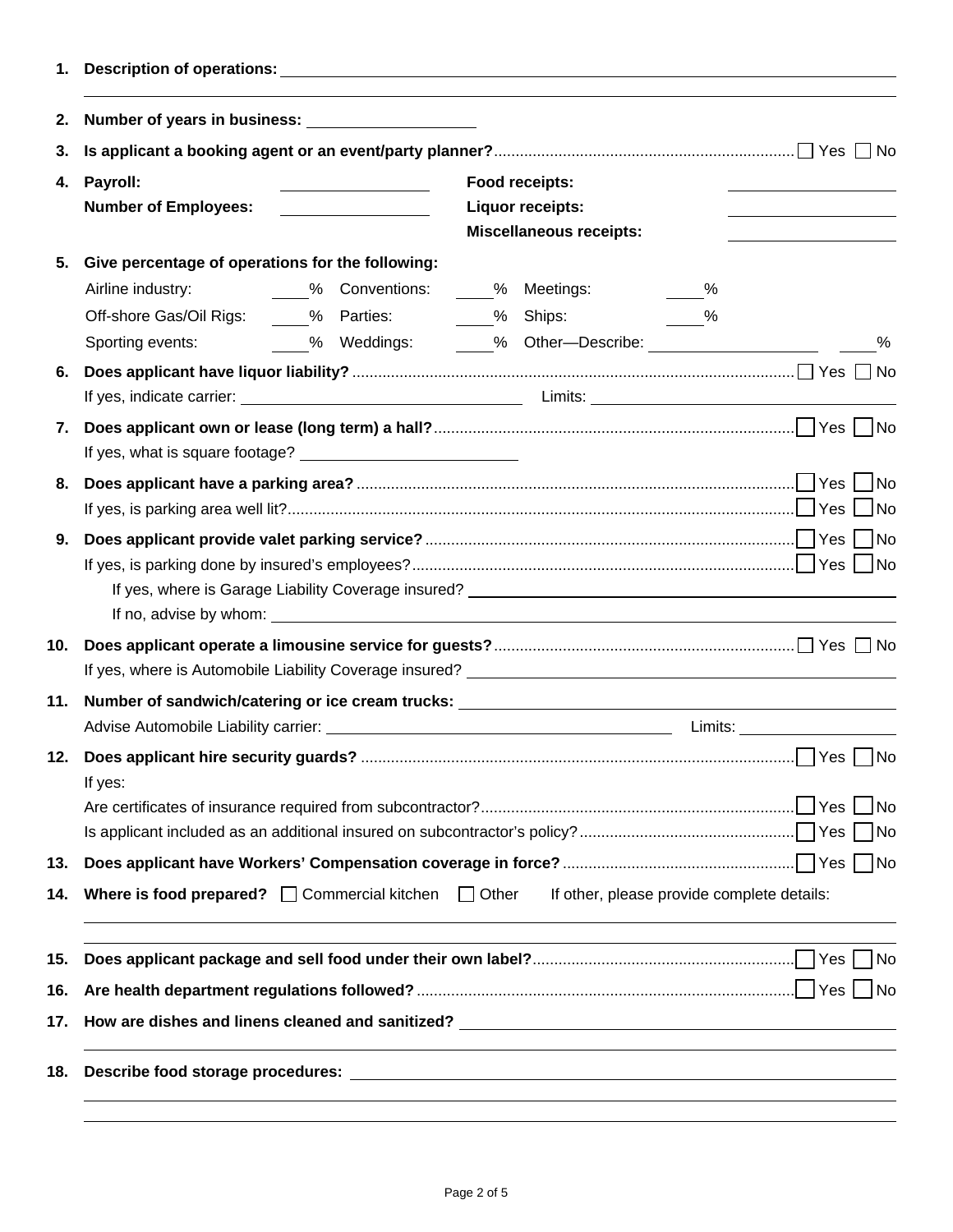1. **Description of operations:** ______________________________________________

______________________________________________________________________

2. **Number of years in business:** ____________________

3. **Is applicant a booking agent or an event/party planner?** ☐ Yes ☐ No

4. **Payroll:** ____________________ **Food receipts:** ____________________

   **Number of Employees:** ____________________ **Liquor receipts:** ____________________

   **Miscellaneous receipts:** ____________________

5. **Give percentage of operations for the following:**

   Airline industry: ____% Conventions: ____% Meetings: ____%

   Off-shore Gas/Oil Rigs: ____% Parties: ____% Ships: ____%

   Sporting events: ____% Weddings: ____% Other—Describe: ____________________ ____%

6. **Does applicant have liquor liability?** ☐ Yes ☐ No

   If yes, indicate carrier: ____________________ Limits: ____________________

7. **Does applicant own or lease (long term) a hall?** ☐ Yes ☐ No

   If yes, what is square footage? ____________________

8. **Does applicant have a parking area?** ☐ Yes ☐ No

   If yes, is parking area well lit? ☐ Yes ☐ No

9. **Does applicant provide valet parking service?** ☐ Yes ☐ No

   If yes, is parking done by insured's employees? ☐ Yes ☐ No

   If yes, where is Garage Liability Coverage insured? ____________________

   If no, advise by whom: ____________________

10. **Does applicant operate a limousine service for guests?** ☐ Yes ☐ No

    If yes, where is Automobile Liability Coverage insured? ____________________

11. **Number of sandwich/catering or ice cream trucks:** ____________________

    Advise Automobile Liability carrier: ____________________ Limits: ____________________

12. **Does applicant hire security guards?** ☐ Yes ☐ No

    If yes:

    Are certificates of insurance required from subcontractor? ☐ Yes ☐ No

    Is applicant included as an additional insured on subcontractor's policy? ☐ Yes ☐ No

13. **Does applicant have Workers' Compensation coverage in force?** ☐ Yes ☐ No

14. **Where is food prepared?** ☐ Commercial kitchen ☐ Other If other, please provide complete details:

    ______________________________________________________________________

    ______________________________________________________________________

15. **Does applicant package and sell food under their own label?** ☐ Yes ☐ No

16. **Are health department regulations followed?** ☐ Yes ☐ No

17. **How are dishes and linens cleaned and sanitized?** ____________________

    ______________________________________________________________________

18. **Describe food storage procedures:** ____________________

    ______________________________________________________________________

    ______________________________________________________________________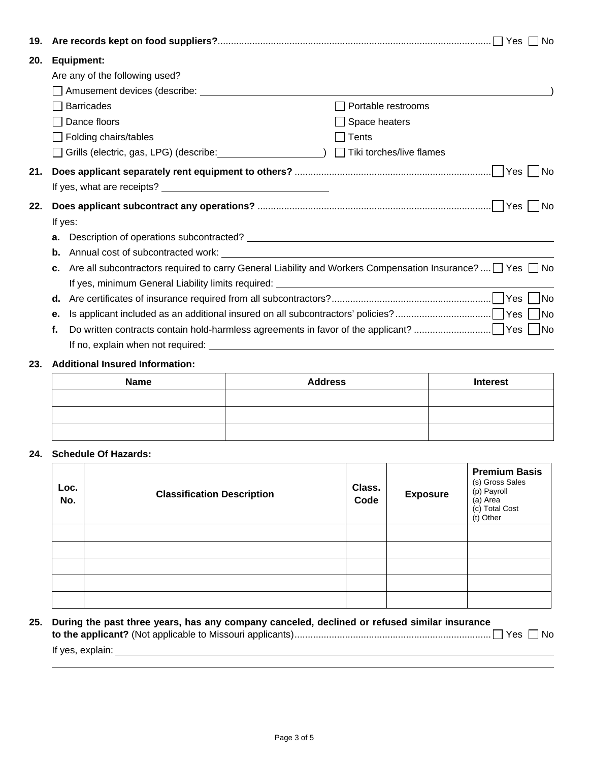**19. Are records kept on food suppliers?** .................................................... ☐ Yes ☐ No

**20. Equipment:**

Are any of the following used?

- ☐ Amusement devices (describe: ______________________________ )
- ☐ Barricades
- ☐ Portable restrooms
- ☐ Dance floors
- ☐ Space heaters
- ☐ Folding chairs/tables
- ☐ Tents
- ☐ Grills (electric, gas, LPG) (describe: ____________ )
- ☐ Tiki torches/live flames

**21. Does applicant separately rent equipment to others?** .................................................... ☐ Yes ☐ No

If yes, what are receipts? ____________________

**22. Does applicant subcontract any operations?** .................................................... ☐ Yes ☐ No

If yes:

- **a.** Description of operations subcontracted? ____________________
- **b.** Annual cost of subcontracted work: ____________________
- **c.** Are all subcontractors required to carry General Liability and Workers Compensation Insurance? .... ☐ Yes ☐ No
  If yes, minimum General Liability limits required: ____________________
- **d.** Are certificates of insurance required from all subcontractors? .................................................... ☐ Yes ☐ No
- **e.** Is applicant included as an additional insured on all subcontractors' policies? .................................... ☐ Yes ☐ No
- **f.** Do written contracts contain hold-harmless agreements in favor of the applicant? ............................ ☐ Yes ☐ No
  If no, explain when not required: ____________________

**23. Additional Insured Information:**

| Name | Address | Interest |
|---|---|---|
| | | |
| | | |
| | | |

**24. Schedule Of Hazards:**

| Loc. No. | Classification Description | Class. Code | Exposure | Premium Basis (s) Gross Sales (p) Payroll (a) Area (c) Total Cost (t) Other |
|---|---|---|---|---|
| | | | | |
| | | | | |
| | | | | |
| | | | | |
| | | | | |

**25. During the past three years, has any company canceled, declined or refused similar insurance to the applicant?** (Not applicable to Missouri applicants) .................................................... ☐ Yes ☐ No

If yes, explain: ____________________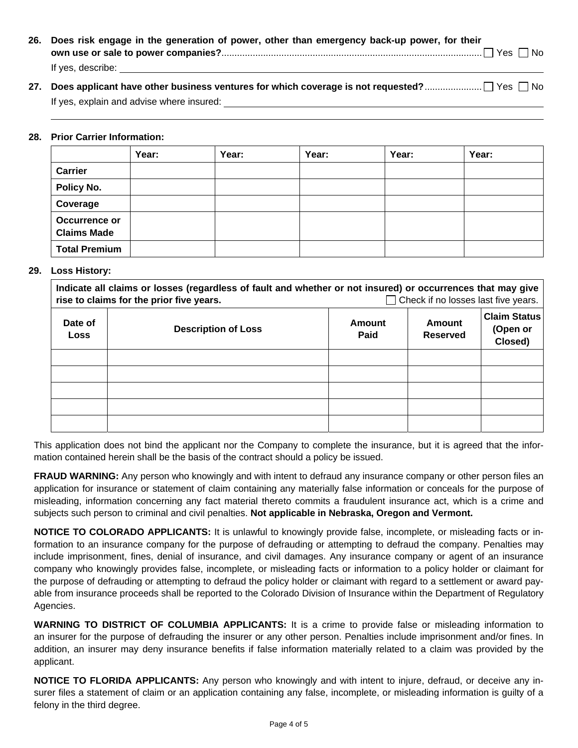**26. Does risk engage in the generation of power, other than emergency back-up power, for their own use or sale to power companies?** ☐ Yes ☐ No

If yes, describe: ______________________________

**27. Does applicant have other business ventures for which coverage is not requested?** ☐ Yes ☐ No

If yes, explain and advise where insured: ______________________________

**28. Prior Carrier Information:**

| | **Year:** | **Year:** | **Year:** | **Year:** | **Year:** |
|---|---|---|---|---|---|
| **Carrier** | | | | | |
| **Policy No.** | | | | | |
| **Coverage** | | | | | |
| **Occurrence or Claims Made** | | | | | |
| **Total Premium** | | | | | |

**29. Loss History:**

**Indicate all claims or losses (regardless of fault and whether or not insured) or occurrences that may give rise to claims for the prior five years.** ☐ Check if no losses last five years.

| **Date of Loss** | **Description of Loss** | **Amount Paid** | **Amount Reserved** | **Claim Status (Open or Closed)** |
|---|---|---|---|---|
| | | | | |
| | | | | |
| | | | | |
| | | | | |
| | | | | |

This application does not bind the applicant nor the Company to complete the insurance, but it is agreed that the information contained herein shall be the basis of the contract should a policy be issued.

**FRAUD WARNING:** Any person who knowingly and with intent to defraud any insurance company or other person files an application for insurance or statement of claim containing any materially false information or conceals for the purpose of misleading, information concerning any fact material thereto commits a fraudulent insurance act, which is a crime and subjects such person to criminal and civil penalties. **Not applicable in Nebraska, Oregon and Vermont.**

**NOTICE TO COLORADO APPLICANTS:** It is unlawful to knowingly provide false, incomplete, or misleading facts or information to an insurance company for the purpose of defrauding or attempting to defraud the company. Penalties may include imprisonment, fines, denial of insurance, and civil damages. Any insurance company or agent of an insurance company who knowingly provides false, incomplete, or misleading facts or information to a policy holder or claimant for the purpose of defrauding or attempting to defraud the policy holder or claimant with regard to a settlement or award payable from insurance proceeds shall be reported to the Colorado Division of Insurance within the Department of Regulatory Agencies.

**WARNING TO DISTRICT OF COLUMBIA APPLICANTS:** It is a crime to provide false or misleading information to an insurer for the purpose of defrauding the insurer or any other person. Penalties include imprisonment and/or fines. In addition, an insurer may deny insurance benefits if false information materially related to a claim was provided by the applicant.

**NOTICE TO FLORIDA APPLICANTS:** Any person who knowingly and with intent to injure, defraud, or deceive any insurer files a statement of claim or an application containing any false, incomplete, or misleading information is guilty of a felony in the third degree.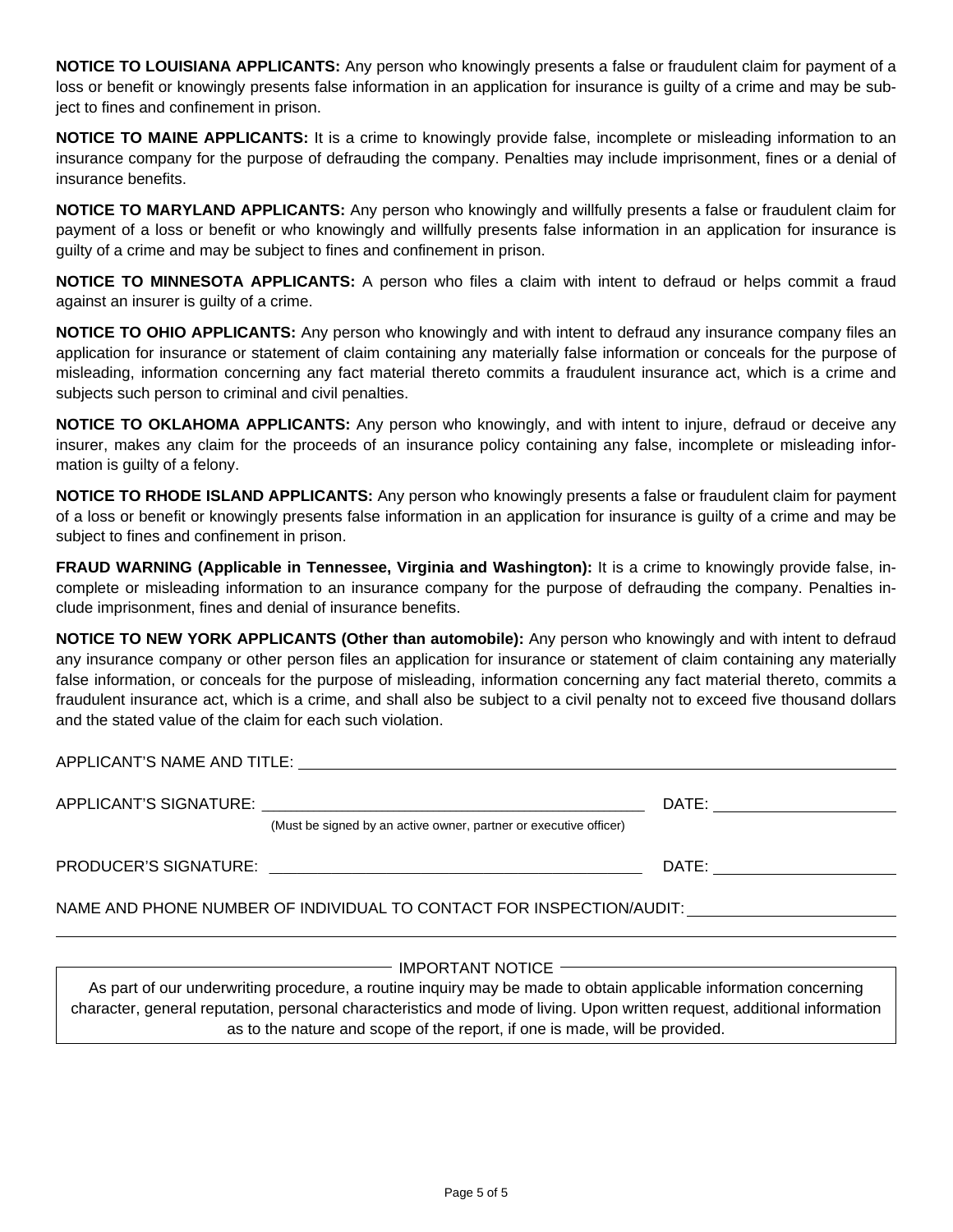**NOTICE TO LOUISIANA APPLICANTS:** Any person who knowingly presents a false or fraudulent claim for payment of a loss or benefit or knowingly presents false information in an application for insurance is guilty of a crime and may be subject to fines and confinement in prison.

**NOTICE TO MAINE APPLICANTS:** It is a crime to knowingly provide false, incomplete or misleading information to an insurance company for the purpose of defrauding the company. Penalties may include imprisonment, fines or a denial of insurance benefits.

**NOTICE TO MARYLAND APPLICANTS:** Any person who knowingly and willfully presents a false or fraudulent claim for payment of a loss or benefit or who knowingly and willfully presents false information in an application for insurance is guilty of a crime and may be subject to fines and confinement in prison.

**NOTICE TO MINNESOTA APPLICANTS:** A person who files a claim with intent to defraud or helps commit a fraud against an insurer is guilty of a crime.

**NOTICE TO OHIO APPLICANTS:** Any person who knowingly and with intent to defraud any insurance company files an application for insurance or statement of claim containing any materially false information or conceals for the purpose of misleading, information concerning any fact material thereto commits a fraudulent insurance act, which is a crime and subjects such person to criminal and civil penalties.

**NOTICE TO OKLAHOMA APPLICANTS:** Any person who knowingly, and with intent to injure, defraud or deceive any insurer, makes any claim for the proceeds of an insurance policy containing any false, incomplete or misleading information is guilty of a felony.

**NOTICE TO RHODE ISLAND APPLICANTS:** Any person who knowingly presents a false or fraudulent claim for payment of a loss or benefit or knowingly presents false information in an application for insurance is guilty of a crime and may be subject to fines and confinement in prison.

**FRAUD WARNING (Applicable in Tennessee, Virginia and Washington):** It is a crime to knowingly provide false, incomplete or misleading information to an insurance company for the purpose of defrauding the company. Penalties include imprisonment, fines and denial of insurance benefits.

**NOTICE TO NEW YORK APPLICANTS (Other than automobile):** Any person who knowingly and with intent to defraud any insurance company or other person files an application for insurance or statement of claim containing any materially false information, or conceals for the purpose of misleading, information concerning any fact material thereto, commits a fraudulent insurance act, which is a crime, and shall also be subject to a civil penalty not to exceed five thousand dollars and the stated value of the claim for each such violation.

APPLICANT'S NAME AND TITLE: ______________________________

APPLICANT'S SIGNATURE: ______________________________ DATE: ______________
(Must be signed by an active owner, partner or executive officer)

PRODUCER'S SIGNATURE: ______________________________ DATE: ______________

NAME AND PHONE NUMBER OF INDIVIDUAL TO CONTACT FOR INSPECTION/AUDIT: ______________________________

**IMPORTANT NOTICE**

As part of our underwriting procedure, a routine inquiry may be made to obtain applicable information concerning character, general reputation, personal characteristics and mode of living. Upon written request, additional information as to the nature and scope of the report, if one is made, will be provided.